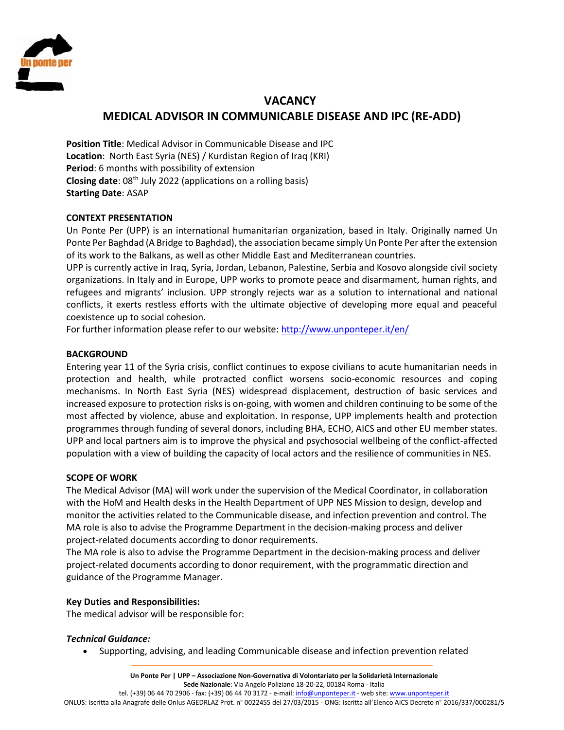# VACANCY
## MEDICAL ADVISOR IN COMMUNICABLE DISEASE AND IPC (RE-ADD)

**Position Title**: Medical Advisor in Communicable Disease and IPC
**Location**: North East Syria (NES) / Kurdistan Region of Iraq (KRI)
**Period**: 6 months with possibility of extension
**Closing date**: 08th July 2022 (applications on a rolling basis)
**Starting Date**: ASAP

### CONTEXT PRESENTATION

Un Ponte Per (UPP) is an international humanitarian organization, based in Italy. Originally named Un Ponte Per Baghdad (A Bridge to Baghdad), the association became simply Un Ponte Per after the extension of its work to the Balkans, as well as other Middle East and Mediterranean countries.
UPP is currently active in Iraq, Syria, Jordan, Lebanon, Palestine, Serbia and Kosovo alongside civil society organizations. In Italy and in Europe, UPP works to promote peace and disarmament, human rights, and refugees and migrants' inclusion. UPP strongly rejects war as a solution to international and national conflicts, it exerts restless efforts with the ultimate objective of developing more equal and peaceful coexistence up to social cohesion.
For further information please refer to our website: [http://www.unponteper.it/en/](http://www.unponteper.it/en/)

### BACKGROUND

Entering year 11 of the Syria crisis, conflict continues to expose civilians to acute humanitarian needs in protection and health, while protracted conflict worsens socio-economic resources and coping mechanisms. In North East Syria (NES) widespread displacement, destruction of basic services and increased exposure to protection risks is on-going, with women and children continuing to be some of the most affected by violence, abuse and exploitation. In response, UPP implements health and protection programmes through funding of several donors, including BHA, ECHO, AICS and other EU member states. UPP and local partners aim is to improve the physical and psychosocial wellbeing of the conflict-affected population with a view of building the capacity of local actors and the resilience of communities in NES.

### SCOPE OF WORK

The Medical Advisor (MA) will work under the supervision of the Medical Coordinator, in collaboration with the HoM and Health desks in the Health Department of UPP NES Mission to design, develop and monitor the activities related to the Communicable disease, and infection prevention and control. The MA role is also to advise the Programme Department in the decision-making process and deliver project-related documents according to donor requirements.
The MA role is also to advise the Programme Department in the decision-making process and deliver project-related documents according to donor requirement, with the programmatic direction and guidance of the Programme Manager.

**Key Duties and Responsibilities:**
The medical advisor will be responsible for:

***Technical Guidance:***

- Supporting, advising, and leading Communicable disease and infection prevention related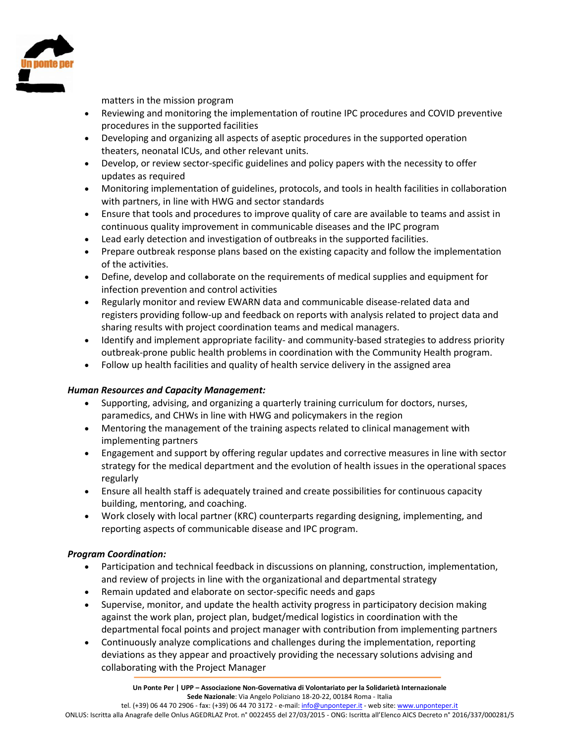matters in the mission program

- Reviewing and monitoring the implementation of routine IPC procedures and COVID preventive procedures in the supported facilities
- Developing and organizing all aspects of aseptic procedures in the supported operation theaters, neonatal ICUs, and other relevant units.
- Develop, or review sector-specific guidelines and policy papers with the necessity to offer updates as required
- Monitoring implementation of guidelines, protocols, and tools in health facilities in collaboration with partners, in line with HWG and sector standards
- Ensure that tools and procedures to improve quality of care are available to teams and assist in continuous quality improvement in communicable diseases and the IPC program
- Lead early detection and investigation of outbreaks in the supported facilities.
- Prepare outbreak response plans based on the existing capacity and follow the implementation of the activities.
- Define, develop and collaborate on the requirements of medical supplies and equipment for infection prevention and control activities
- Regularly monitor and review EWARN data and communicable disease-related data and registers providing follow-up and feedback on reports with analysis related to project data and sharing results with project coordination teams and medical managers.
- Identify and implement appropriate facility- and community-based strategies to address priority outbreak-prone public health problems in coordination with the Community Health program.
- Follow up health facilities and quality of health service delivery in the assigned area

***Human Resources and Capacity Management:***

- Supporting, advising, and organizing a quarterly training curriculum for doctors, nurses, paramedics, and CHWs in line with HWG and policymakers in the region
- Mentoring the management of the training aspects related to clinical management with implementing partners
- Engagement and support by offering regular updates and corrective measures in line with sector strategy for the medical department and the evolution of health issues in the operational spaces regularly
- Ensure all health staff is adequately trained and create possibilities for continuous capacity building, mentoring, and coaching.
- Work closely with local partner (KRC) counterparts regarding designing, implementing, and reporting aspects of communicable disease and IPC program.

***Program Coordination:***

- Participation and technical feedback in discussions on planning, construction, implementation, and review of projects in line with the organizational and departmental strategy
- Remain updated and elaborate on sector-specific needs and gaps
- Supervise, monitor, and update the health activity progress in participatory decision making against the work plan, project plan, budget/medical logistics in coordination with the departmental focal points and project manager with contribution from implementing partners
- Continuously analyze complications and challenges during the implementation, reporting deviations as they appear and proactively providing the necessary solutions advising and collaborating with the Project Manager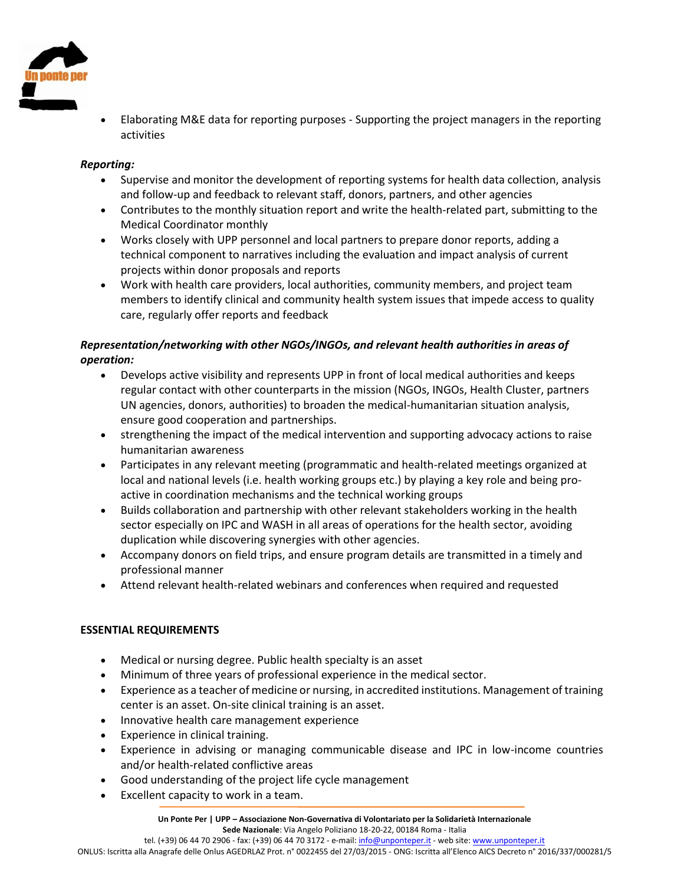- Elaborating M&E data for reporting purposes - Supporting the project managers in the reporting activities

***Reporting:***

- Supervise and monitor the development of reporting systems for health data collection, analysis and follow-up and feedback to relevant staff, donors, partners, and other agencies
- Contributes to the monthly situation report and write the health-related part, submitting to the Medical Coordinator monthly
- Works closely with UPP personnel and local partners to prepare donor reports, adding a technical component to narratives including the evaluation and impact analysis of current projects within donor proposals and reports
- Work with health care providers, local authorities, community members, and project team members to identify clinical and community health system issues that impede access to quality care, regularly offer reports and feedback

***Representation/networking with other NGOs/INGOs, and relevant health authorities in areas of operation:***

- Develops active visibility and represents UPP in front of local medical authorities and keeps regular contact with other counterparts in the mission (NGOs, INGOs, Health Cluster, partners UN agencies, donors, authorities) to broaden the medical-humanitarian situation analysis, ensure good cooperation and partnerships.
- strengthening the impact of the medical intervention and supporting advocacy actions to raise humanitarian awareness
- Participates in any relevant meeting (programmatic and health-related meetings organized at local and national levels (i.e. health working groups etc.) by playing a key role and being pro-active in coordination mechanisms and the technical working groups
- Builds collaboration and partnership with other relevant stakeholders working in the health sector especially on IPC and WASH in all areas of operations for the health sector, avoiding duplication while discovering synergies with other agencies.
- Accompany donors on field trips, and ensure program details are transmitted in a timely and professional manner
- Attend relevant health-related webinars and conferences when required and requested

**ESSENTIAL REQUIREMENTS**

- Medical or nursing degree. Public health specialty is an asset
- Minimum of three years of professional experience in the medical sector.
- Experience as a teacher of medicine or nursing, in accredited institutions. Management of training center is an asset. On-site clinical training is an asset.
- Innovative health care management experience
- Experience in clinical training.
- Experience in advising or managing communicable disease and IPC in low-income countries and/or health-related conflictive areas
- Good understanding of the project life cycle management
- Excellent capacity to work in a team.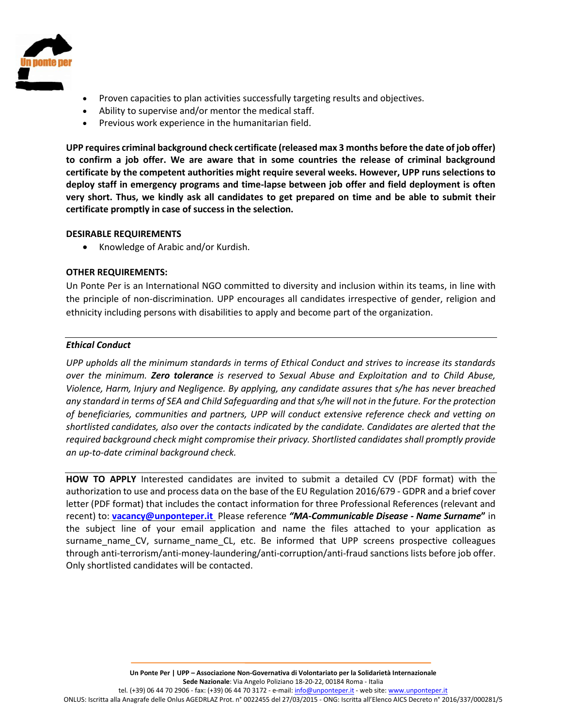- Proven capacities to plan activities successfully targeting results and objectives.
- Ability to supervise and/or mentor the medical staff.
- Previous work experience in the humanitarian field.

**UPP requires criminal background check certificate (released max 3 months before the date of job offer) to confirm a job offer. We are aware that in some countries the release of criminal background certificate by the competent authorities might require several weeks. However, UPP runs selections to deploy staff in emergency programs and time-lapse between job offer and field deployment is often very short. Thus, we kindly ask all candidates to get prepared on time and be able to submit their certificate promptly in case of success in the selection.**

**DESIRABLE REQUIREMENTS**

- Knowledge of Arabic and/or Kurdish.

**OTHER REQUIREMENTS:**

Un Ponte Per is an International NGO committed to diversity and inclusion within its teams, in line with the principle of non-discrimination. UPP encourages all candidates irrespective of gender, religion and ethnicity including persons with disabilities to apply and become part of the organization.

---

***Ethical Conduct***

*UPP upholds all the minimum standards in terms of Ethical Conduct and strives to increase its standards over the minimum.* ***Zero tolerance*** *is reserved to Sexual Abuse and Exploitation and to Child Abuse, Violence, Harm, Injury and Negligence. By applying, any candidate assures that s/he has never breached any standard in terms of SEA and Child Safeguarding and that s/he will not in the future. For the protection of beneficiaries, communities and partners, UPP will conduct extensive reference check and vetting on shortlisted candidates, also over the contacts indicated by the candidate. Candidates are alerted that the required background check might compromise their privacy. Shortlisted candidates shall promptly provide an up-to-date criminal background check.*

---

**HOW TO APPLY** Interested candidates are invited to submit a detailed CV (PDF format) with the authorization to use and process data on the base of the EU Regulation 2016/679 - GDPR and a brief cover letter (PDF format) that includes the contact information for three Professional References (relevant and recent) to: **vacancy@unponteper.it** Please reference ***"MA-Communicable Disease - Name Surname"*** in the subject line of your email application and name the files attached to your application as surname_name_CV, surname_name_CL, etc. Be informed that UPP screens prospective colleagues through anti-terrorism/anti-money-laundering/anti-corruption/anti-fraud sanctions lists before job offer. Only shortlisted candidates will be contacted.